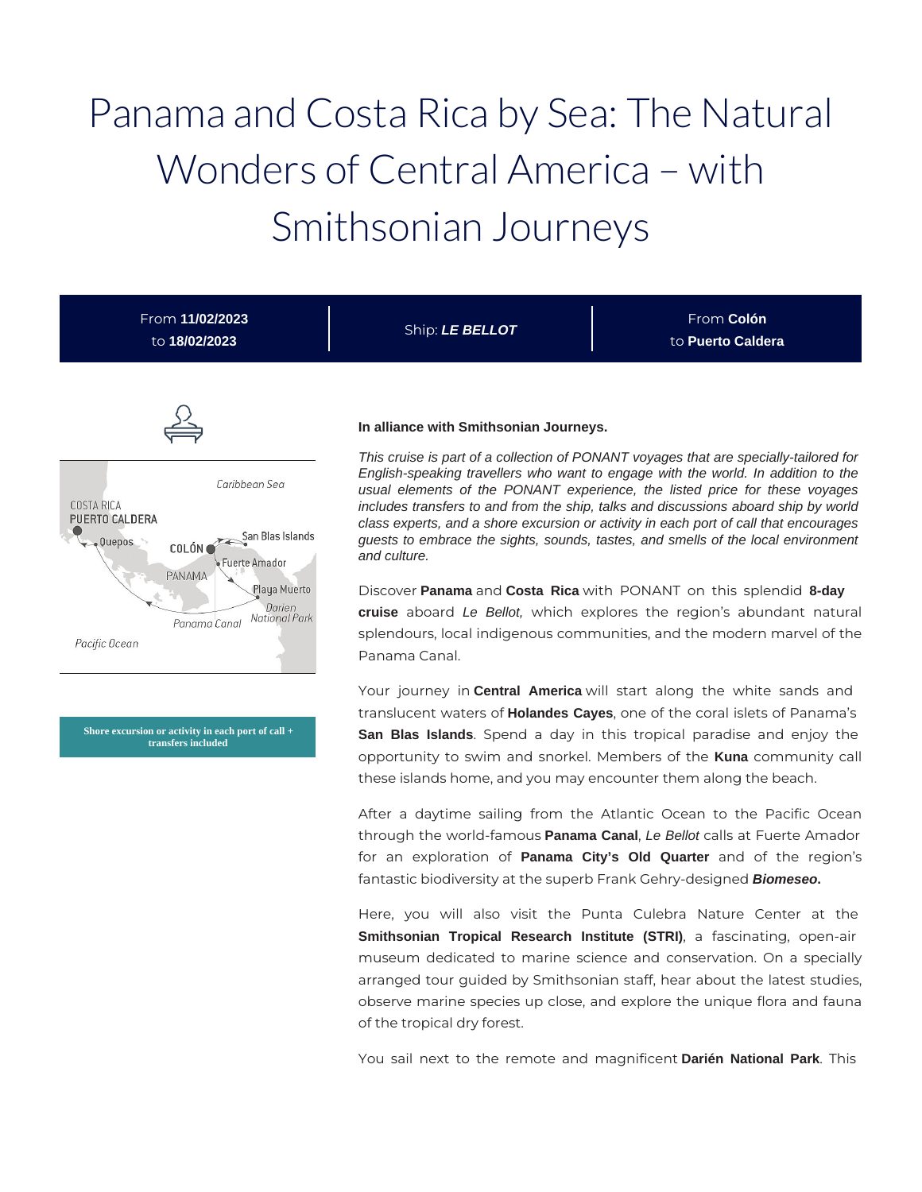# Panama and Costa Rica by Sea: The Natural Wonders of Central America – with Smithsonian Journeys

From **11/02/2023** to **18/02/2023**

Ship: ***LE BELLOT***

From **Colón** to **Puerto Caldera**

**Shore excursion or activity in each port of call + transfers included**

**In alliance with Smithsonian Journeys.**

*This cruise is part of a collection of PONANT voyages that are specially-tailored for English-speaking travellers who want to engage with the world. In addition to the usual elements of the PONANT experience, the listed price for these voyages includes transfers to and from the ship, talks and discussions aboard ship by world class experts, and a shore excursion or activity in each port of call that encourages guests to embrace the sights, sounds, tastes, and smells of the local environment and culture.*

Discover **Panama** and **Costa Rica** with PONANT on this splendid **8-day cruise** aboard *Le Bellot,* which explores the region's abundant natural splendours, local indigenous communities, and the modern marvel of the Panama Canal.

Your journey in **Central America** will start along the white sands and translucent waters of **Holandes Cayes**, one of the coral islets of Panama's **San Blas Islands**. Spend a day in this tropical paradise and enjoy the opportunity to swim and snorkel. Members of the **Kuna** community call these islands home, and you may encounter them along the beach.

After a daytime sailing from the Atlantic Ocean to the Pacific Ocean through the world-famous **Panama Canal**, *Le Bellot* calls at Fuerte Amador for an exploration of **Panama City's Old Quarter** and of the region's fantastic biodiversity at the superb Frank Gehry-designed ***Biomeseo*.**

Here, you will also visit the Punta Culebra Nature Center at the **Smithsonian Tropical Research Institute (STRI)**, a fascinating, open-air museum dedicated to marine science and conservation. On a specially arranged tour guided by Smithsonian staff, hear about the latest studies, observe marine species up close, and explore the unique flora and fauna of the tropical dry forest.

You sail next to the remote and magnificent **Darién National Park**. This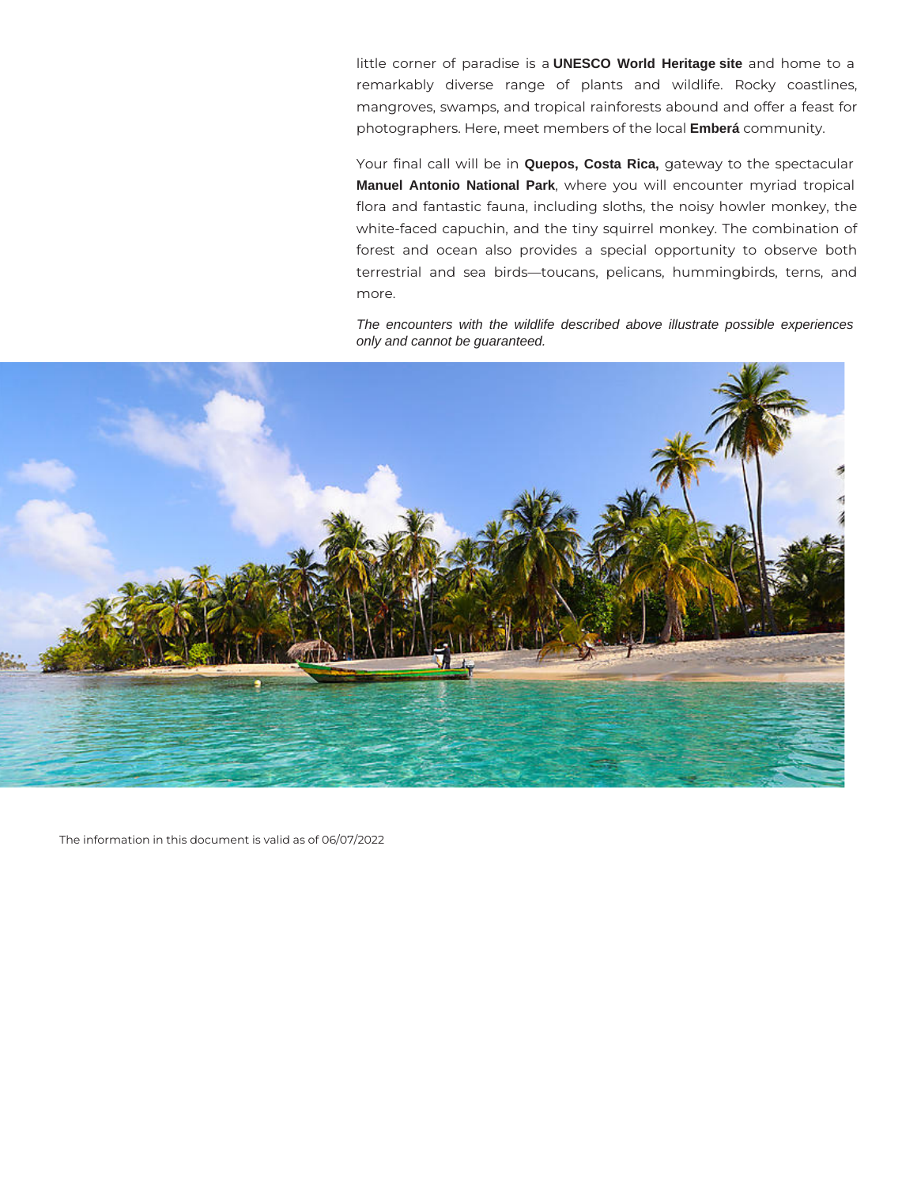little corner of paradise is a **UNESCO World Heritage site** and home to a remarkably diverse range of plants and wildlife. Rocky coastlines, mangroves, swamps, and tropical rainforests abound and offer a feast for photographers. Here, meet members of the local **Emberá** community.

Your final call will be in **Quepos, Costa Rica,** gateway to the spectacular **Manuel Antonio National Park**, where you will encounter myriad tropical flora and fantastic fauna, including sloths, the noisy howler monkey, the white-faced capuchin, and the tiny squirrel monkey. The combination of forest and ocean also provides a special opportunity to observe both terrestrial and sea birds—toucans, pelicans, hummingbirds, terns, and more.

*The encounters with the wildlife described above illustrate possible experiences only and cannot be guaranteed.*

The information in this document is valid as of 06/07/2022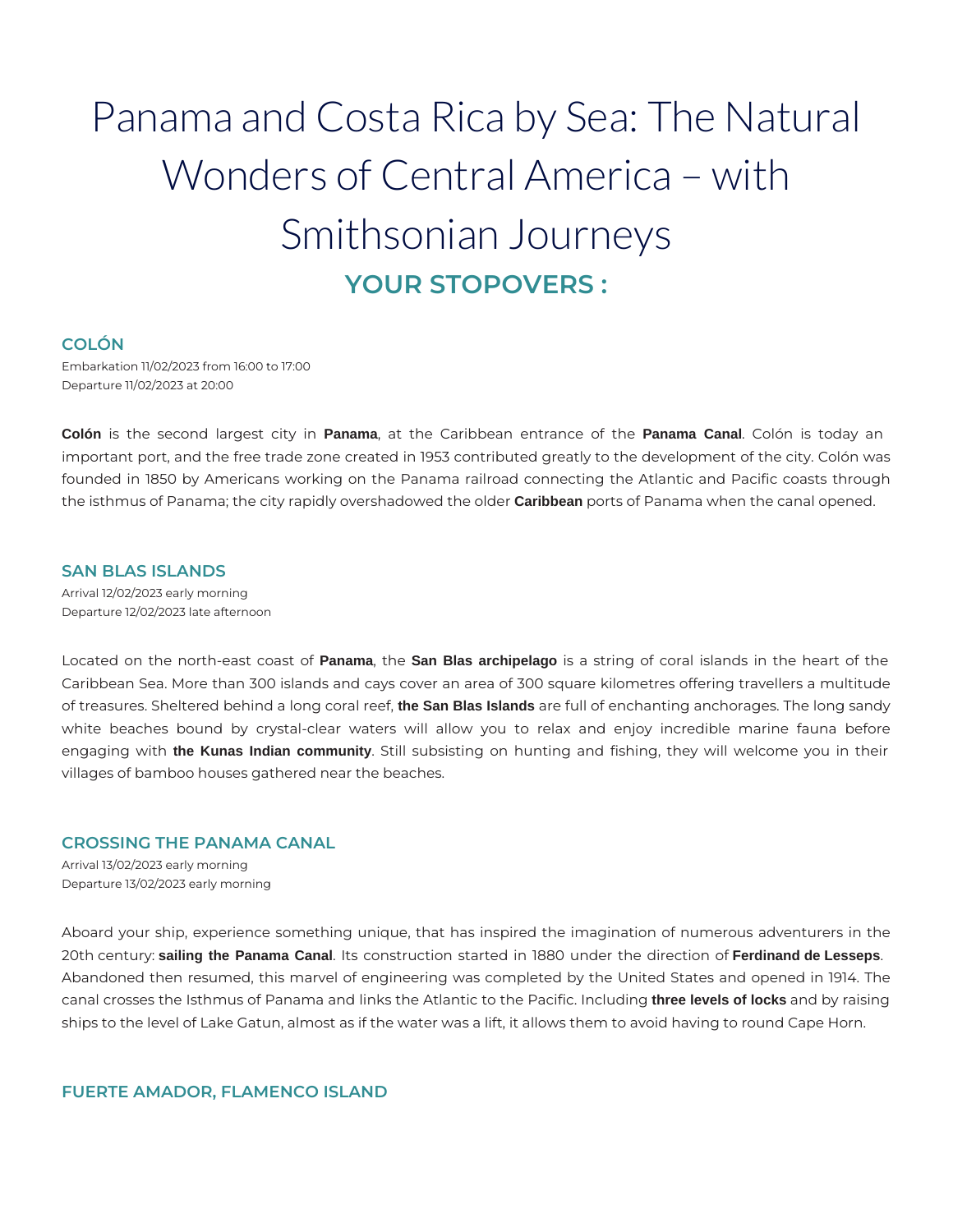# Panama and Costa Rica by Sea: The Natural Wonders of Central America – with Smithsonian Journeys

## YOUR STOPOVERS :

### COLÓN

Embarkation 11/02/2023 from 16:00 to 17:00
Departure 11/02/2023 at 20:00

**Colón** is the second largest city in **Panama**, at the Caribbean entrance of the **Panama Canal**. Colón is today an important port, and the free trade zone created in 1953 contributed greatly to the development of the city. Colón was founded in 1850 by Americans working on the Panama railroad connecting the Atlantic and Pacific coasts through the isthmus of Panama; the city rapidly overshadowed the older **Caribbean** ports of Panama when the canal opened.

### SAN BLAS ISLANDS

Arrival 12/02/2023 early morning
Departure 12/02/2023 late afternoon

Located on the north-east coast of **Panama**, the **San Blas archipelago** is a string of coral islands in the heart of the Caribbean Sea. More than 300 islands and cays cover an area of 300 square kilometres offering travellers a multitude of treasures. Sheltered behind a long coral reef, **the San Blas Islands** are full of enchanting anchorages. The long sandy white beaches bound by crystal-clear waters will allow you to relax and enjoy incredible marine fauna before engaging with **the Kunas Indian community**. Still subsisting on hunting and fishing, they will welcome you in their villages of bamboo houses gathered near the beaches.

### CROSSING THE PANAMA CANAL

Arrival 13/02/2023 early morning
Departure 13/02/2023 early morning

Aboard your ship, experience something unique, that has inspired the imagination of numerous adventurers in the 20th century: **sailing the Panama Canal**. Its construction started in 1880 under the direction of **Ferdinand de Lesseps**. Abandoned then resumed, this marvel of engineering was completed by the United States and opened in 1914. The canal crosses the Isthmus of Panama and links the Atlantic to the Pacific. Including **three levels of locks** and by raising ships to the level of Lake Gatun, almost as if the water was a lift, it allows them to avoid having to round Cape Horn.

### FUERTE AMADOR, FLAMENCO ISLAND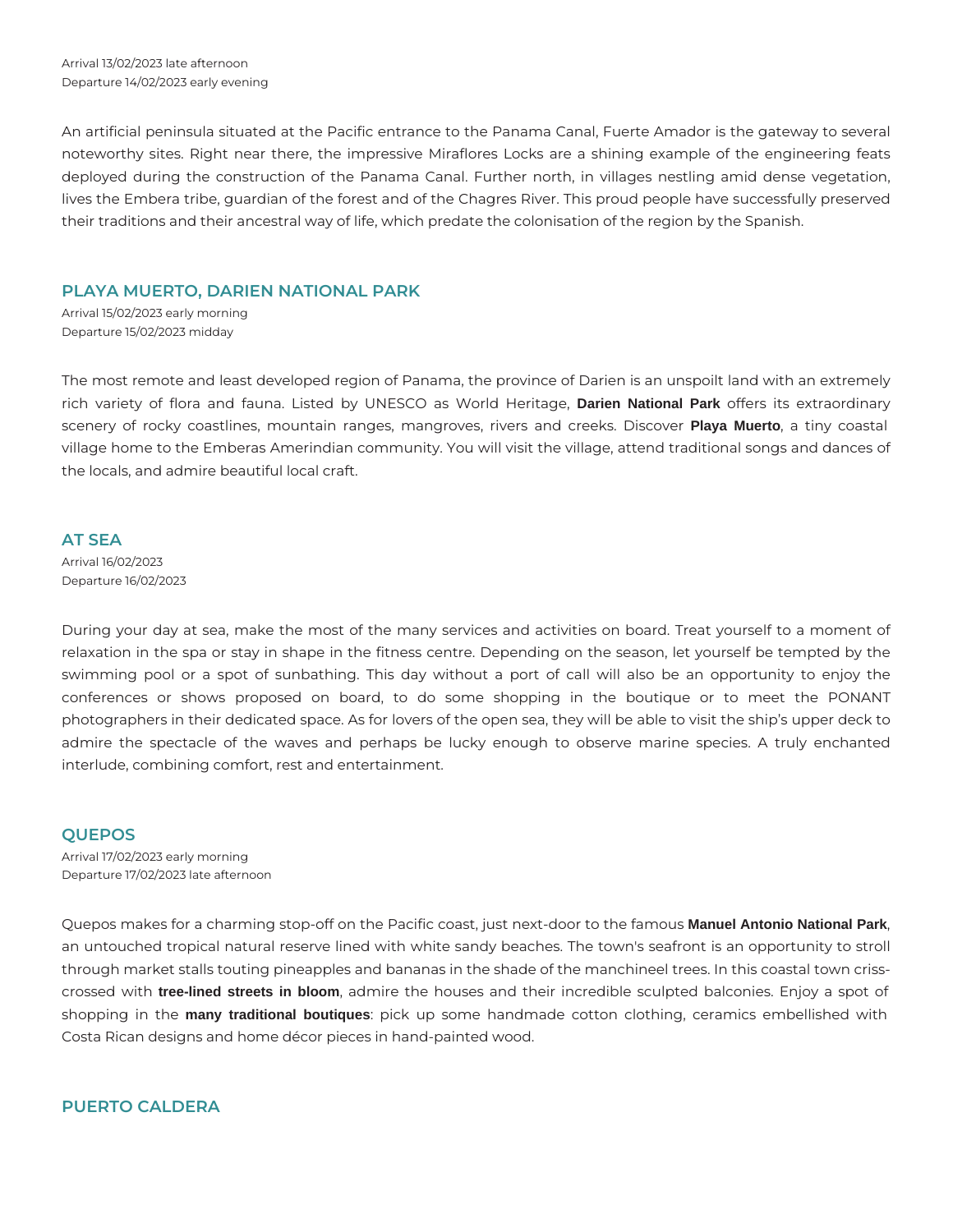Arrival 13/02/2023 late afternoon
Departure 14/02/2023 early evening

An artificial peninsula situated at the Pacific entrance to the Panama Canal, Fuerte Amador is the gateway to several noteworthy sites. Right near there, the impressive Miraflores Locks are a shining example of the engineering feats deployed during the construction of the Panama Canal. Further north, in villages nestling amid dense vegetation, lives the Embera tribe, guardian of the forest and of the Chagres River. This proud people have successfully preserved their traditions and their ancestral way of life, which predate the colonisation of the region by the Spanish.

## PLAYA MUERTO, DARIEN NATIONAL PARK

Arrival 15/02/2023 early morning
Departure 15/02/2023 midday

The most remote and least developed region of Panama, the province of Darien is an unspoilt land with an extremely rich variety of flora and fauna. Listed by UNESCO as World Heritage, **Darien National Park** offers its extraordinary scenery of rocky coastlines, mountain ranges, mangroves, rivers and creeks. Discover **Playa Muerto**, a tiny coastal village home to the Emberas Amerindian community. You will visit the village, attend traditional songs and dances of the locals, and admire beautiful local craft.

## AT SEA

Arrival 16/02/2023
Departure 16/02/2023

During your day at sea, make the most of the many services and activities on board. Treat yourself to a moment of relaxation in the spa or stay in shape in the fitness centre. Depending on the season, let yourself be tempted by the swimming pool or a spot of sunbathing. This day without a port of call will also be an opportunity to enjoy the conferences or shows proposed on board, to do some shopping in the boutique or to meet the PONANT photographers in their dedicated space. As for lovers of the open sea, they will be able to visit the ship's upper deck to admire the spectacle of the waves and perhaps be lucky enough to observe marine species. A truly enchanted interlude, combining comfort, rest and entertainment.

## QUEPOS

Arrival 17/02/2023 early morning
Departure 17/02/2023 late afternoon

Quepos makes for a charming stop-off on the Pacific coast, just next-door to the famous **Manuel Antonio National Park**, an untouched tropical natural reserve lined with white sandy beaches. The town's seafront is an opportunity to stroll through market stalls touting pineapples and bananas in the shade of the manchineel trees. In this coastal town criss-crossed with **tree-lined streets in bloom**, admire the houses and their incredible sculpted balconies. Enjoy a spot of shopping in the **many traditional boutiques**: pick up some handmade cotton clothing, ceramics embellished with Costa Rican designs and home décor pieces in hand-painted wood.

## PUERTO CALDERA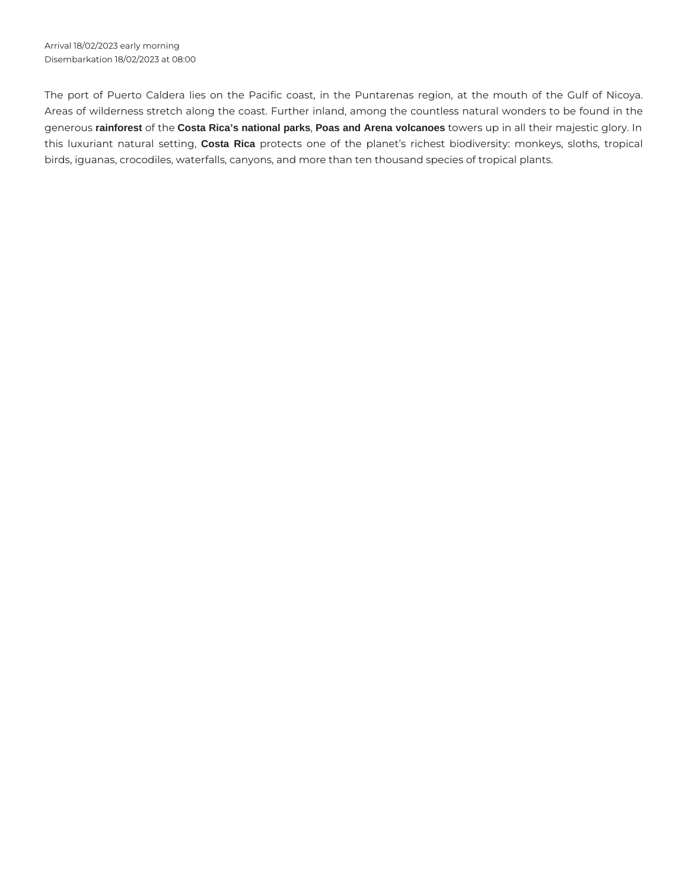Arrival 18/02/2023 early morning
Disembarkation 18/02/2023 at 08:00

The port of Puerto Caldera lies on the Pacific coast, in the Puntarenas region, at the mouth of the Gulf of Nicoya. Areas of wilderness stretch along the coast. Further inland, among the countless natural wonders to be found in the generous **rainforest** of the **Costa Rica's national parks**, **Poas and Arena volcanoes** towers up in all their majestic glory. In this luxuriant natural setting, **Costa Rica** protects one of the planet's richest biodiversity: monkeys, sloths, tropical birds, iguanas, crocodiles, waterfalls, canyons, and more than ten thousand species of tropical plants.